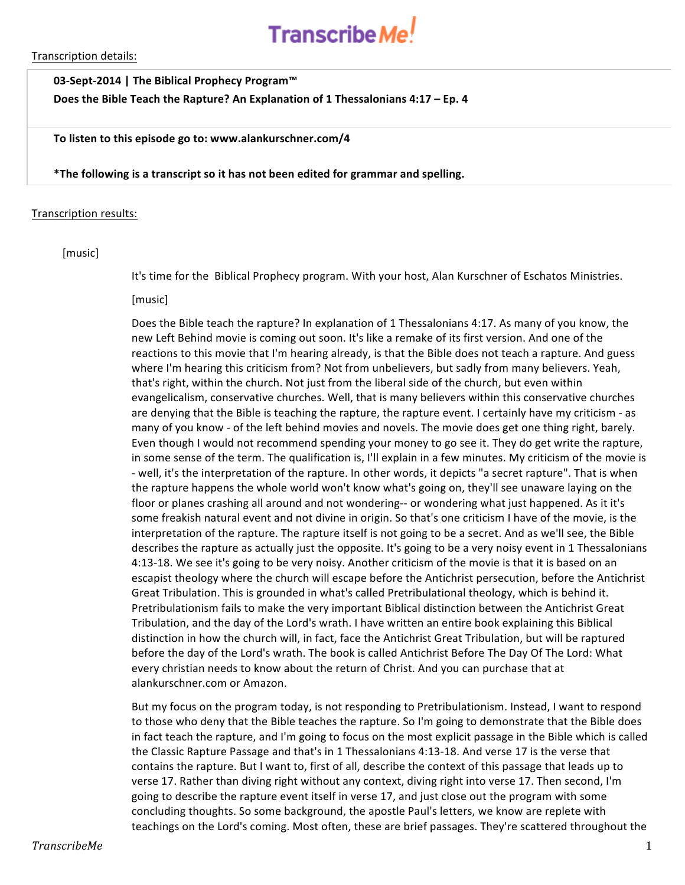Transcription details:

**03-Sept-2014 | The Biblical Prophecy Program™**

**Does the Bible Teach the Rapture? An Explanation of 1 Thessalonians 4:17 – Ep. 4**

**To listen to this episode go to: www.alankurschner.com/4**

***The following is a transcript so it has not been edited for grammar and spelling.**

Transcription results:

[music]

It's time for the Biblical Prophecy program. With your host, Alan Kurschner of Eschatos Ministries.

[music]

Does the Bible teach the rapture? In explanation of 1 Thessalonians 4:17. As many of you know, the new Left Behind movie is coming out soon. It's like a remake of its first version. And one of the reactions to this movie that I'm hearing already, is that the Bible does not teach a rapture. And guess where I'm hearing this criticism from? Not from unbelievers, but sadly from many believers. Yeah, that's right, within the church. Not just from the liberal side of the church, but even within evangelicalism, conservative churches. Well, that is many believers within this conservative churches are denying that the Bible is teaching the rapture, the rapture event. I certainly have my criticism - as many of you know - of the left behind movies and novels. The movie does get one thing right, barely. Even though I would not recommend spending your money to go see it. They do get write the rapture, in some sense of the term. The qualification is, I'll explain in a few minutes. My criticism of the movie is - well, it's the interpretation of the rapture. In other words, it depicts "a secret rapture". That is when the rapture happens the whole world won't know what's going on, they'll see unaware laying on the floor or planes crashing all around and not wondering-- or wondering what just happened. As it it's some freakish natural event and not divine in origin. So that's one criticism I have of the movie, is the interpretation of the rapture. The rapture itself is not going to be a secret. And as we'll see, the Bible describes the rapture as actually just the opposite. It's going to be a very noisy event in 1 Thessalonians 4:13-18. We see it's going to be very noisy. Another criticism of the movie is that it is based on an escapist theology where the church will escape before the Antichrist persecution, before the Antichrist Great Tribulation. This is grounded in what's called Pretribulational theology, which is behind it. Pretribulationism fails to make the very important Biblical distinction between the Antichrist Great Tribulation, and the day of the Lord's wrath. I have written an entire book explaining this Biblical distinction in how the church will, in fact, face the Antichrist Great Tribulation, but will be raptured before the day of the Lord's wrath. The book is called Antichrist Before The Day Of The Lord: What every christian needs to know about the return of Christ. And you can purchase that at alankurschner.com or Amazon.

But my focus on the program today, is not responding to Pretribulationism. Instead, I want to respond to those who deny that the Bible teaches the rapture. So I'm going to demonstrate that the Bible does in fact teach the rapture, and I'm going to focus on the most explicit passage in the Bible which is called the Classic Rapture Passage and that's in 1 Thessalonians 4:13-18. And verse 17 is the verse that contains the rapture. But I want to, first of all, describe the context of this passage that leads up to verse 17. Rather than diving right without any context, diving right into verse 17. Then second, I'm going to describe the rapture event itself in verse 17, and just close out the program with some concluding thoughts. So some background, the apostle Paul's letters, we know are replete with teachings on the Lord's coming. Most often, these are brief passages. They're scattered throughout the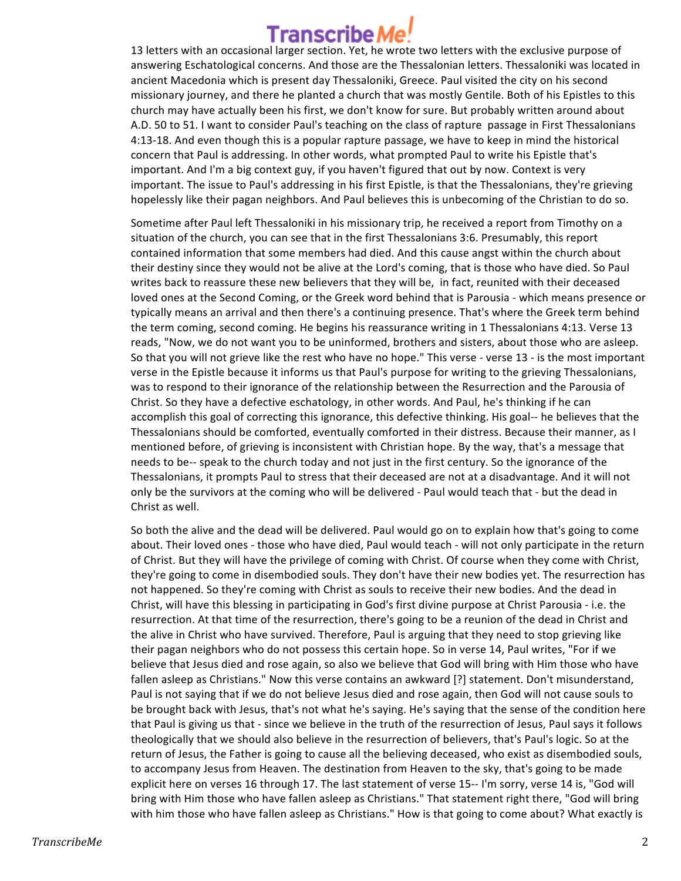13 letters with an occasional larger section. Yet, he wrote two letters with the exclusive purpose of answering Eschatological concerns. And those are the Thessalonian letters. Thessaloniki was located in ancient Macedonia which is present day Thessaloniki, Greece. Paul visited the city on his second missionary journey, and there he planted a church that was mostly Gentile. Both of his Epistles to this church may have actually been his first, we don't know for sure. But probably written around about A.D. 50 to 51. I want to consider Paul's teaching on the class of rapture passage in First Thessalonians 4:13-18. And even though this is a popular rapture passage, we have to keep in mind the historical concern that Paul is addressing. In other words, what prompted Paul to write his Epistle that's important. And I'm a big context guy, if you haven't figured that out by now. Context is very important. The issue to Paul's addressing in his first Epistle, is that the Thessalonians, they're grieving hopelessly like their pagan neighbors. And Paul believes this is unbecoming of the Christian to do so.

Sometime after Paul left Thessaloniki in his missionary trip, he received a report from Timothy on a situation of the church, you can see that in the first Thessalonians 3:6. Presumably, this report contained information that some members had died. And this cause angst within the church about their destiny since they would not be alive at the Lord's coming, that is those who have died. So Paul writes back to reassure these new believers that they will be, in fact, reunited with their deceased loved ones at the Second Coming, or the Greek word behind that is Parousia - which means presence or typically means an arrival and then there's a continuing presence. That's where the Greek term behind the term coming, second coming. He begins his reassurance writing in 1 Thessalonians 4:13. Verse 13 reads, "Now, we do not want you to be uninformed, brothers and sisters, about those who are asleep. So that you will not grieve like the rest who have no hope." This verse - verse 13 - is the most important verse in the Epistle because it informs us that Paul's purpose for writing to the grieving Thessalonians, was to respond to their ignorance of the relationship between the Resurrection and the Parousia of Christ. So they have a defective eschatology, in other words. And Paul, he's thinking if he can accomplish this goal of correcting this ignorance, this defective thinking. His goal-- he believes that the Thessalonians should be comforted, eventually comforted in their distress. Because their manner, as I mentioned before, of grieving is inconsistent with Christian hope. By the way, that's a message that needs to be-- speak to the church today and not just in the first century. So the ignorance of the Thessalonians, it prompts Paul to stress that their deceased are not at a disadvantage. And it will not only be the survivors at the coming who will be delivered - Paul would teach that - but the dead in Christ as well.

So both the alive and the dead will be delivered. Paul would go on to explain how that's going to come about. Their loved ones - those who have died, Paul would teach - will not only participate in the return of Christ. But they will have the privilege of coming with Christ. Of course when they come with Christ, they're going to come in disembodied souls. They don't have their new bodies yet. The resurrection has not happened. So they're coming with Christ as souls to receive their new bodies. And the dead in Christ, will have this blessing in participating in God's first divine purpose at Christ Parousia - i.e. the resurrection. At that time of the resurrection, there's going to be a reunion of the dead in Christ and the alive in Christ who have survived. Therefore, Paul is arguing that they need to stop grieving like their pagan neighbors who do not possess this certain hope. So in verse 14, Paul writes, "For if we believe that Jesus died and rose again, so also we believe that God will bring with Him those who have fallen asleep as Christians." Now this verse contains an awkward [?] statement. Don't misunderstand, Paul is not saying that if we do not believe Jesus died and rose again, then God will not cause souls to be brought back with Jesus, that's not what he's saying. He's saying that the sense of the condition here that Paul is giving us that - since we believe in the truth of the resurrection of Jesus, Paul says it follows theologically that we should also believe in the resurrection of believers, that's Paul's logic. So at the return of Jesus, the Father is going to cause all the believing deceased, who exist as disembodied souls, to accompany Jesus from Heaven. The destination from Heaven to the sky, that's going to be made explicit here on verses 16 through 17. The last statement of verse 15-- I'm sorry, verse 14 is, "God will bring with Him those who have fallen asleep as Christians." That statement right there, "God will bring with him those who have fallen asleep as Christians." How is that going to come about? What exactly is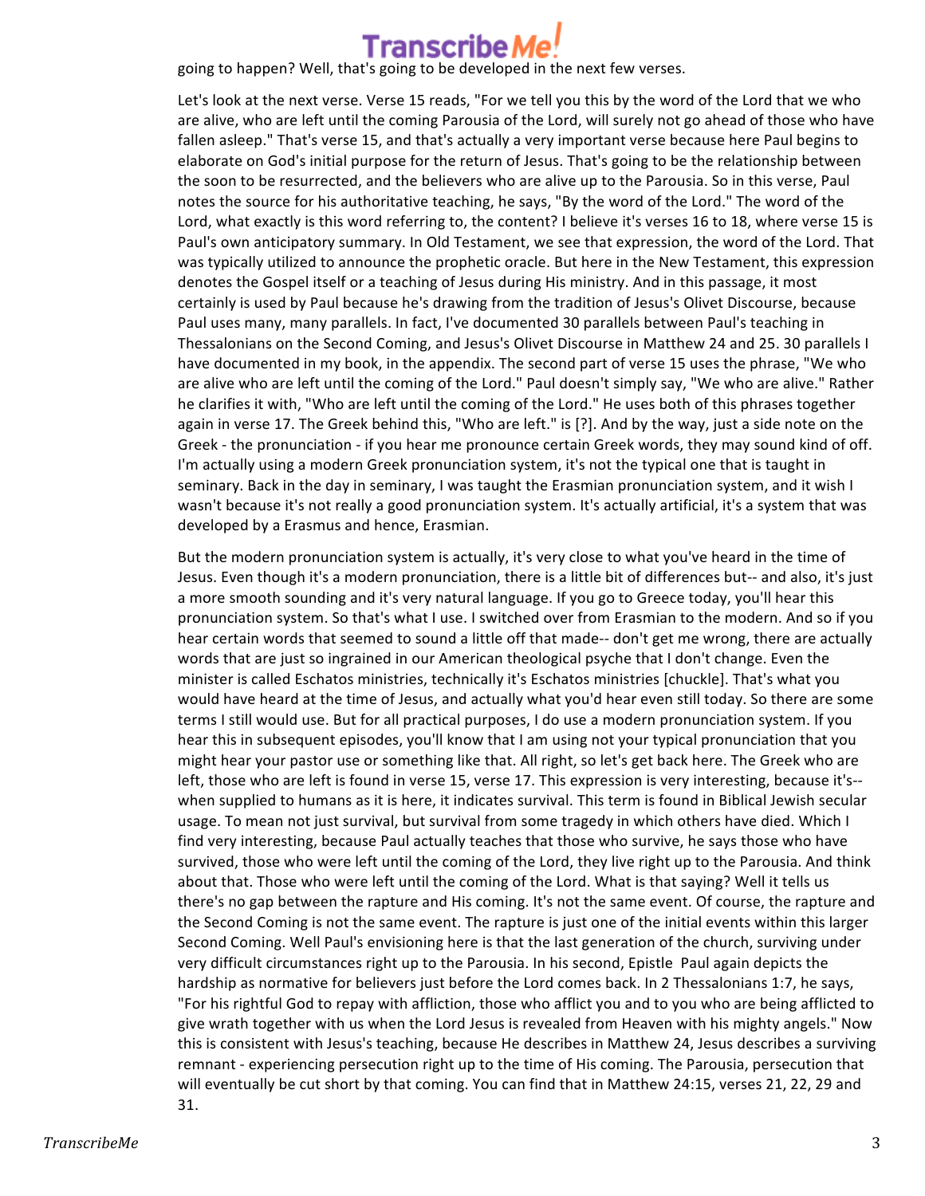going to happen? Well, that's going to be developed in the next few verses.

Let's look at the next verse. Verse 15 reads, "For we tell you this by the word of the Lord that we who are alive, who are left until the coming Parousia of the Lord, will surely not go ahead of those who have fallen asleep." That's verse 15, and that's actually a very important verse because here Paul begins to elaborate on God's initial purpose for the return of Jesus. That's going to be the relationship between the soon to be resurrected, and the believers who are alive up to the Parousia. So in this verse, Paul notes the source for his authoritative teaching, he says, "By the word of the Lord." The word of the Lord, what exactly is this word referring to, the content? I believe it's verses 16 to 18, where verse 15 is Paul's own anticipatory summary. In Old Testament, we see that expression, the word of the Lord. That was typically utilized to announce the prophetic oracle. But here in the New Testament, this expression denotes the Gospel itself or a teaching of Jesus during His ministry. And in this passage, it most certainly is used by Paul because he's drawing from the tradition of Jesus's Olivet Discourse, because Paul uses many, many parallels. In fact, I've documented 30 parallels between Paul's teaching in Thessalonians on the Second Coming, and Jesus's Olivet Discourse in Matthew 24 and 25. 30 parallels I have documented in my book, in the appendix. The second part of verse 15 uses the phrase, "We who are alive who are left until the coming of the Lord." Paul doesn't simply say, "We who are alive." Rather he clarifies it with, "Who are left until the coming of the Lord." He uses both of this phrases together again in verse 17. The Greek behind this, "Who are left." is [?]. And by the way, just a side note on the Greek - the pronunciation - if you hear me pronounce certain Greek words, they may sound kind of off. I'm actually using a modern Greek pronunciation system, it's not the typical one that is taught in seminary. Back in the day in seminary, I was taught the Erasmian pronunciation system, and it wish I wasn't because it's not really a good pronunciation system. It's actually artificial, it's a system that was developed by a Erasmus and hence, Erasmian.

But the modern pronunciation system is actually, it's very close to what you've heard in the time of Jesus. Even though it's a modern pronunciation, there is a little bit of differences but-- and also, it's just a more smooth sounding and it's very natural language. If you go to Greece today, you'll hear this pronunciation system. So that's what I use. I switched over from Erasmian to the modern. And so if you hear certain words that seemed to sound a little off that made-- don't get me wrong, there are actually words that are just so ingrained in our American theological psyche that I don't change. Even the minister is called Eschatos ministries, technically it's Eschatos ministries [chuckle]. That's what you would have heard at the time of Jesus, and actually what you'd hear even still today. So there are some terms I still would use. But for all practical purposes, I do use a modern pronunciation system. If you hear this in subsequent episodes, you'll know that I am using not your typical pronunciation that you might hear your pastor use or something like that. All right, so let's get back here. The Greek who are left, those who are left is found in verse 15, verse 17. This expression is very interesting, because it's-- when supplied to humans as it is here, it indicates survival. This term is found in Biblical Jewish secular usage. To mean not just survival, but survival from some tragedy in which others have died. Which I find very interesting, because Paul actually teaches that those who survive, he says those who have survived, those who were left until the coming of the Lord, they live right up to the Parousia. And think about that. Those who were left until the coming of the Lord. What is that saying? Well it tells us there's no gap between the rapture and His coming. It's not the same event. Of course, the rapture and the Second Coming is not the same event. The rapture is just one of the initial events within this larger Second Coming. Well Paul's envisioning here is that the last generation of the church, surviving under very difficult circumstances right up to the Parousia. In his second, Epistle Paul again depicts the hardship as normative for believers just before the Lord comes back. In 2 Thessalonians 1:7, he says, "For his rightful God to repay with affliction, those who afflict you and to you who are being afflicted to give wrath together with us when the Lord Jesus is revealed from Heaven with his mighty angels." Now this is consistent with Jesus's teaching, because He describes in Matthew 24, Jesus describes a surviving remnant - experiencing persecution right up to the time of His coming. The Parousia, persecution that will eventually be cut short by that coming. You can find that in Matthew 24:15, verses 21, 22, 29 and 31.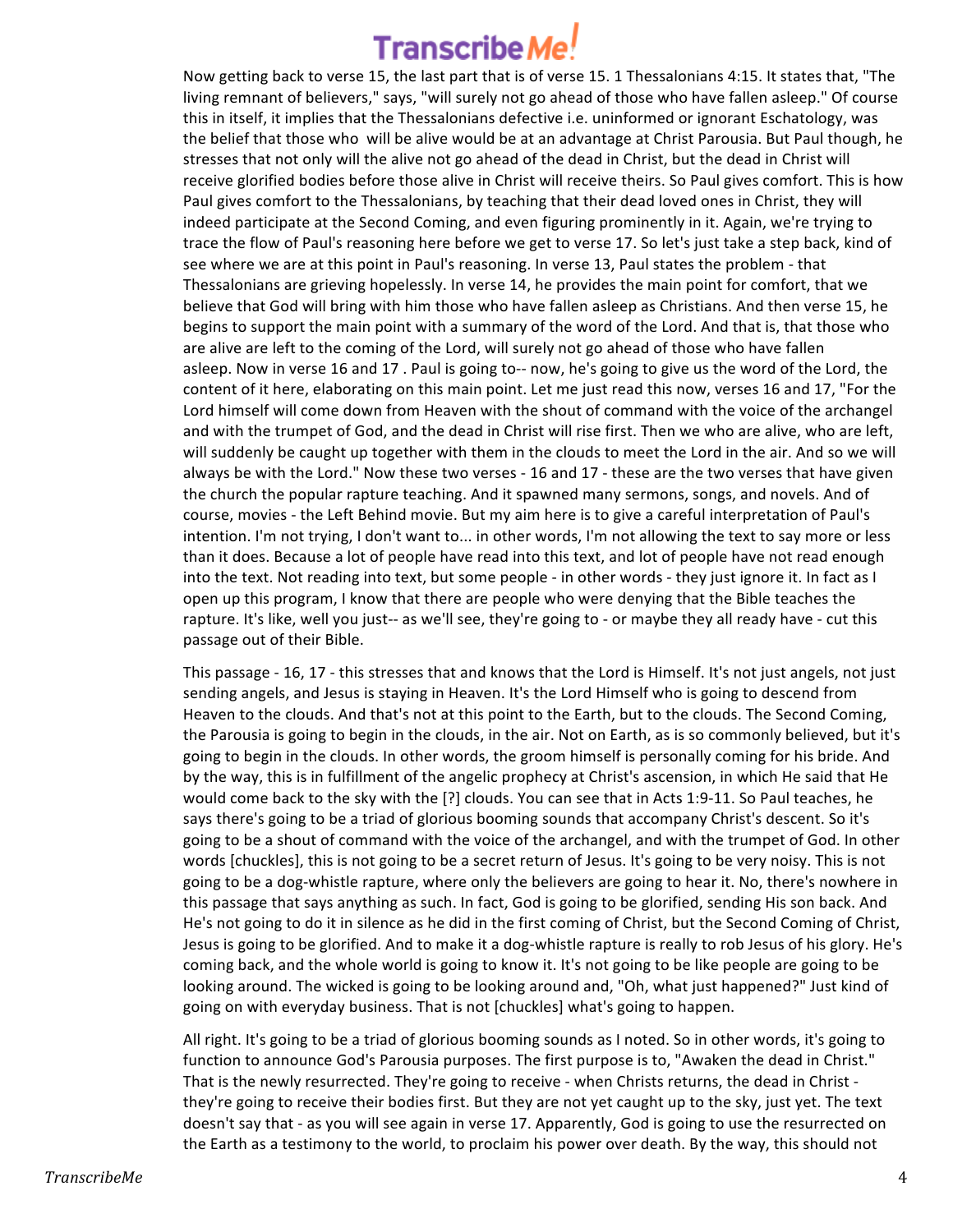Now getting back to verse 15, the last part that is of verse 15. 1 Thessalonians 4:15. It states that, "The living remnant of believers," says, "will surely not go ahead of those who have fallen asleep." Of course this in itself, it implies that the Thessalonians defective i.e. uninformed or ignorant Eschatology, was the belief that those who will be alive would be at an advantage at Christ Parousia. But Paul though, he stresses that not only will the alive not go ahead of the dead in Christ, but the dead in Christ will receive glorified bodies before those alive in Christ will receive theirs. So Paul gives comfort. This is how Paul gives comfort to the Thessalonians, by teaching that their dead loved ones in Christ, they will indeed participate at the Second Coming, and even figuring prominently in it. Again, we're trying to trace the flow of Paul's reasoning here before we get to verse 17. So let's just take a step back, kind of see where we are at this point in Paul's reasoning. In verse 13, Paul states the problem - that Thessalonians are grieving hopelessly. In verse 14, he provides the main point for comfort, that we believe that God will bring with him those who have fallen asleep as Christians. And then verse 15, he begins to support the main point with a summary of the word of the Lord. And that is, that those who are alive are left to the coming of the Lord, will surely not go ahead of those who have fallen asleep. Now in verse 16 and 17 . Paul is going to-- now, he's going to give us the word of the Lord, the content of it here, elaborating on this main point. Let me just read this now, verses 16 and 17, "For the Lord himself will come down from Heaven with the shout of command with the voice of the archangel and with the trumpet of God, and the dead in Christ will rise first. Then we who are alive, who are left, will suddenly be caught up together with them in the clouds to meet the Lord in the air. And so we will always be with the Lord." Now these two verses - 16 and 17 - these are the two verses that have given the church the popular rapture teaching. And it spawned many sermons, songs, and novels. And of course, movies - the Left Behind movie. But my aim here is to give a careful interpretation of Paul's intention. I'm not trying, I don't want to... in other words, I'm not allowing the text to say more or less than it does. Because a lot of people have read into this text, and lot of people have not read enough into the text. Not reading into text, but some people - in other words - they just ignore it. In fact as I open up this program, I know that there are people who were denying that the Bible teaches the rapture. It's like, well you just-- as we'll see, they're going to - or maybe they all ready have - cut this passage out of their Bible.

This passage - 16, 17 - this stresses that and knows that the Lord is Himself. It's not just angels, not just sending angels, and Jesus is staying in Heaven. It's the Lord Himself who is going to descend from Heaven to the clouds. And that's not at this point to the Earth, but to the clouds. The Second Coming, the Parousia is going to begin in the clouds, in the air. Not on Earth, as is so commonly believed, but it's going to begin in the clouds. In other words, the groom himself is personally coming for his bride. And by the way, this is in fulfillment of the angelic prophecy at Christ's ascension, in which He said that He would come back to the sky with the [?] clouds. You can see that in Acts 1:9-11. So Paul teaches, he says there's going to be a triad of glorious booming sounds that accompany Christ's descent. So it's going to be a shout of command with the voice of the archangel, and with the trumpet of God. In other words [chuckles], this is not going to be a secret return of Jesus. It's going to be very noisy. This is not going to be a dog-whistle rapture, where only the believers are going to hear it. No, there's nowhere in this passage that says anything as such. In fact, God is going to be glorified, sending His son back. And He's not going to do it in silence as he did in the first coming of Christ, but the Second Coming of Christ, Jesus is going to be glorified. And to make it a dog-whistle rapture is really to rob Jesus of his glory. He's coming back, and the whole world is going to know it. It's not going to be like people are going to be looking around. The wicked is going to be looking around and, "Oh, what just happened?" Just kind of going on with everyday business. That is not [chuckles] what's going to happen.

All right. It's going to be a triad of glorious booming sounds as I noted. So in other words, it's going to function to announce God's Parousia purposes. The first purpose is to, "Awaken the dead in Christ." That is the newly resurrected. They're going to receive - when Christs returns, the dead in Christ - they're going to receive their bodies first. But they are not yet caught up to the sky, just yet. The text doesn't say that - as you will see again in verse 17. Apparently, God is going to use the resurrected on the Earth as a testimony to the world, to proclaim his power over death. By the way, this should not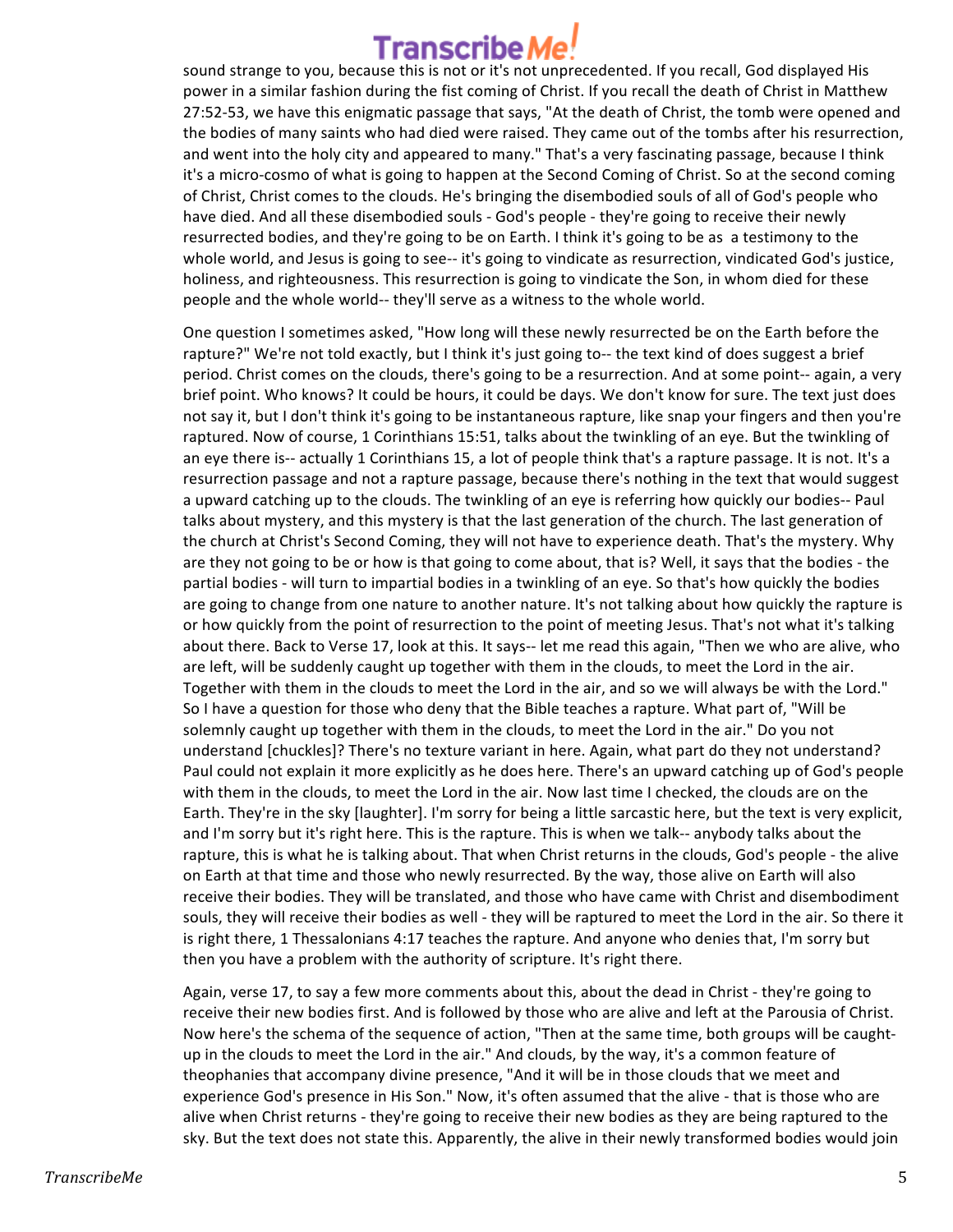sound strange to you, because this is not or it's not unprecedented. If you recall, God displayed His power in a similar fashion during the fist coming of Christ. If you recall the death of Christ in Matthew 27:52-53, we have this enigmatic passage that says, "At the death of Christ, the tomb were opened and the bodies of many saints who had died were raised. They came out of the tombs after his resurrection, and went into the holy city and appeared to many." That's a very fascinating passage, because I think it's a micro-cosmo of what is going to happen at the Second Coming of Christ. So at the second coming of Christ, Christ comes to the clouds. He's bringing the disembodied souls of all of God's people who have died. And all these disembodied souls - God's people - they're going to receive their newly resurrected bodies, and they're going to be on Earth. I think it's going to be as a testimony to the whole world, and Jesus is going to see-- it's going to vindicate as resurrection, vindicated God's justice, holiness, and righteousness. This resurrection is going to vindicate the Son, in whom died for these people and the whole world-- they'll serve as a witness to the whole world.

One question I sometimes asked, "How long will these newly resurrected be on the Earth before the rapture?" We're not told exactly, but I think it's just going to-- the text kind of does suggest a brief period. Christ comes on the clouds, there's going to be a resurrection. And at some point-- again, a very brief point. Who knows? It could be hours, it could be days. We don't know for sure. The text just does not say it, but I don't think it's going to be instantaneous rapture, like snap your fingers and then you're raptured. Now of course, 1 Corinthians 15:51, talks about the twinkling of an eye. But the twinkling of an eye there is-- actually 1 Corinthians 15, a lot of people think that's a rapture passage. It is not. It's a resurrection passage and not a rapture passage, because there's nothing in the text that would suggest a upward catching up to the clouds. The twinkling of an eye is referring how quickly our bodies-- Paul talks about mystery, and this mystery is that the last generation of the church. The last generation of the church at Christ's Second Coming, they will not have to experience death. That's the mystery. Why are they not going to be or how is that going to come about, that is? Well, it says that the bodies - the partial bodies - will turn to impartial bodies in a twinkling of an eye. So that's how quickly the bodies are going to change from one nature to another nature. It's not talking about how quickly the rapture is or how quickly from the point of resurrection to the point of meeting Jesus. That's not what it's talking about there. Back to Verse 17, look at this. It says-- let me read this again, "Then we who are alive, who are left, will be suddenly caught up together with them in the clouds, to meet the Lord in the air. Together with them in the clouds to meet the Lord in the air, and so we will always be with the Lord." So I have a question for those who deny that the Bible teaches a rapture. What part of, "Will be solemnly caught up together with them in the clouds, to meet the Lord in the air." Do you not understand [chuckles]? There's no texture variant in here. Again, what part do they not understand? Paul could not explain it more explicitly as he does here. There's an upward catching up of God's people with them in the clouds, to meet the Lord in the air. Now last time I checked, the clouds are on the Earth. They're in the sky [laughter]. I'm sorry for being a little sarcastic here, but the text is very explicit, and I'm sorry but it's right here. This is the rapture. This is when we talk-- anybody talks about the rapture, this is what he is talking about. That when Christ returns in the clouds, God's people - the alive on Earth at that time and those who newly resurrected. By the way, those alive on Earth will also receive their bodies. They will be translated, and those who have came with Christ and disembodiment souls, they will receive their bodies as well - they will be raptured to meet the Lord in the air. So there it is right there, 1 Thessalonians 4:17 teaches the rapture. And anyone who denies that, I'm sorry but then you have a problem with the authority of scripture. It's right there.

Again, verse 17, to say a few more comments about this, about the dead in Christ - they're going to receive their new bodies first. And is followed by those who are alive and left at the Parousia of Christ. Now here's the schema of the sequence of action, "Then at the same time, both groups will be caught-up in the clouds to meet the Lord in the air." And clouds, by the way, it's a common feature of theophanies that accompany divine presence, "And it will be in those clouds that we meet and experience God's presence in His Son." Now, it's often assumed that the alive - that is those who are alive when Christ returns - they're going to receive their new bodies as they are being raptured to the sky. But the text does not state this. Apparently, the alive in their newly transformed bodies would join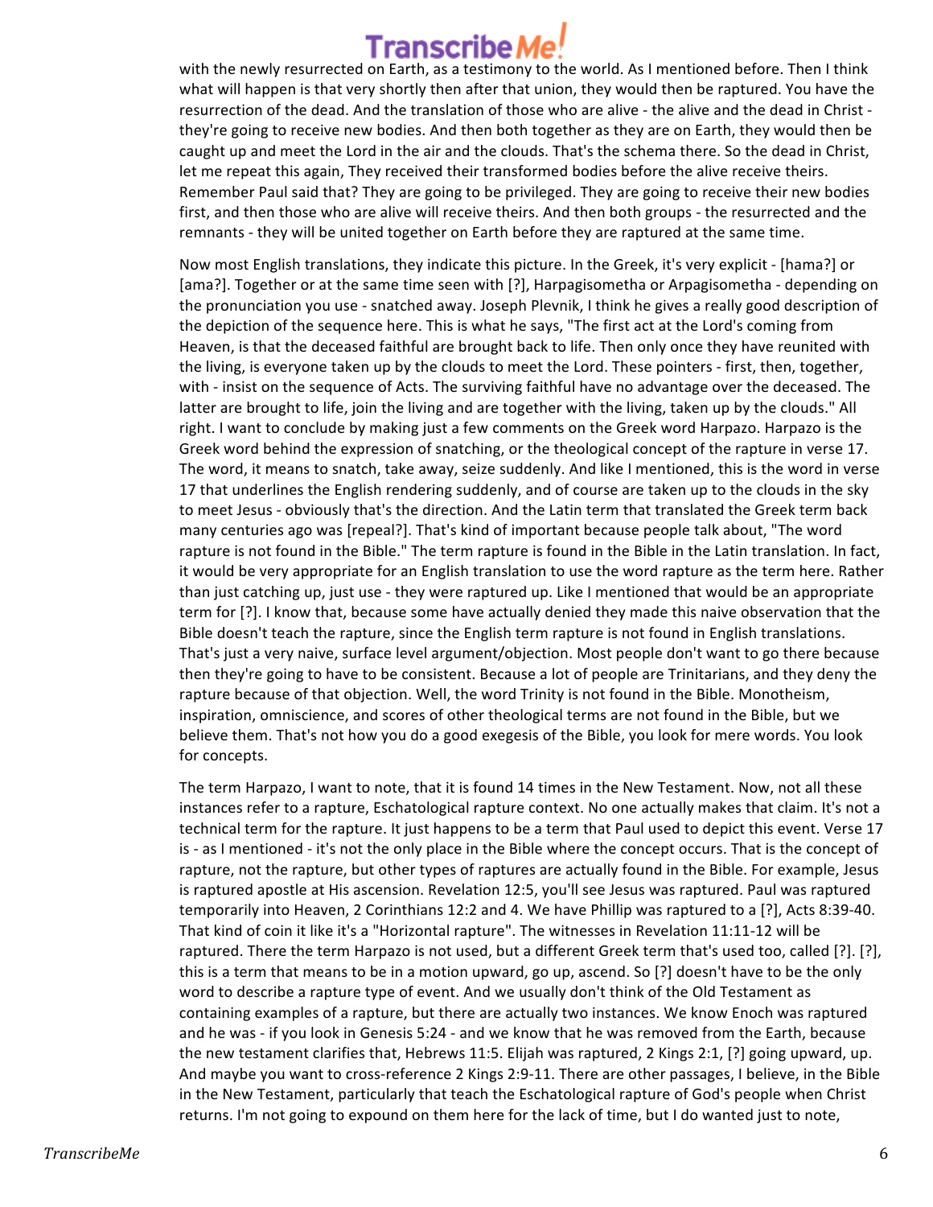with the newly resurrected on Earth, as a testimony to the world. As I mentioned before. Then I think what will happen is that very shortly then after that union, they would then be raptured. You have the resurrection of the dead. And the translation of those who are alive - the alive and the dead in Christ - they're going to receive new bodies. And then both together as they are on Earth, they would then be caught up and meet the Lord in the air and the clouds. That's the schema there. So the dead in Christ, let me repeat this again, They received their transformed bodies before the alive receive theirs. Remember Paul said that? They are going to be privileged. They are going to receive their new bodies first, and then those who are alive will receive theirs. And then both groups - the resurrected and the remnants - they will be united together on Earth before they are raptured at the same time.

Now most English translations, they indicate this picture. In the Greek, it's very explicit - [hama?] or [ama?]. Together or at the same time seen with [?], Harpagisometha or Arpagisometha - depending on the pronunciation you use - snatched away. Joseph Plevnik, I think he gives a really good description of the depiction of the sequence here. This is what he says, "The first act at the Lord's coming from Heaven, is that the deceased faithful are brought back to life. Then only once they have reunited with the living, is everyone taken up by the clouds to meet the Lord. These pointers - first, then, together, with - insist on the sequence of Acts. The surviving faithful have no advantage over the deceased. The latter are brought to life, join the living and are together with the living, taken up by the clouds." All right. I want to conclude by making just a few comments on the Greek word Harpazo. Harpazo is the Greek word behind the expression of snatching, or the theological concept of the rapture in verse 17. The word, it means to snatch, take away, seize suddenly. And like I mentioned, this is the word in verse 17 that underlines the English rendering suddenly, and of course are taken up to the clouds in the sky to meet Jesus - obviously that's the direction. And the Latin term that translated the Greek term back many centuries ago was [repeal?]. That's kind of important because people talk about, "The word rapture is not found in the Bible." The term rapture is found in the Bible in the Latin translation. In fact, it would be very appropriate for an English translation to use the word rapture as the term here. Rather than just catching up, just use - they were raptured up. Like I mentioned that would be an appropriate term for [?]. I know that, because some have actually denied they made this naive observation that the Bible doesn't teach the rapture, since the English term rapture is not found in English translations. That's just a very naive, surface level argument/objection. Most people don't want to go there because then they're going to have to be consistent. Because a lot of people are Trinitarians, and they deny the rapture because of that objection. Well, the word Trinity is not found in the Bible. Monotheism, inspiration, omniscience, and scores of other theological terms are not found in the Bible, but we believe them. That's not how you do a good exegesis of the Bible, you look for mere words. You look for concepts.

The term Harpazo, I want to note, that it is found 14 times in the New Testament. Now, not all these instances refer to a rapture, Eschatological rapture context. No one actually makes that claim. It's not a technical term for the rapture. It just happens to be a term that Paul used to depict this event. Verse 17 is - as I mentioned - it's not the only place in the Bible where the concept occurs. That is the concept of rapture, not the rapture, but other types of raptures are actually found in the Bible. For example, Jesus is raptured apostle at His ascension. Revelation 12:5, you'll see Jesus was raptured. Paul was raptured temporarily into Heaven, 2 Corinthians 12:2 and 4. We have Phillip was raptured to a [?], Acts 8:39-40. That kind of coin it like it's a "Horizontal rapture". The witnesses in Revelation 11:11-12 will be raptured. There the term Harpazo is not used, but a different Greek term that's used too, called [?]. [?], this is a term that means to be in a motion upward, go up, ascend. So [?] doesn't have to be the only word to describe a rapture type of event. And we usually don't think of the Old Testament as containing examples of a rapture, but there are actually two instances. We know Enoch was raptured and he was - if you look in Genesis 5:24 - and we know that he was removed from the Earth, because the new testament clarifies that, Hebrews 11:5. Elijah was raptured, 2 Kings 2:1, [?] going upward, up. And maybe you want to cross-reference 2 Kings 2:9-11. There are other passages, I believe, in the Bible in the New Testament, particularly that teach the Eschatological rapture of God's people when Christ returns. I'm not going to expound on them here for the lack of time, but I do wanted just to note,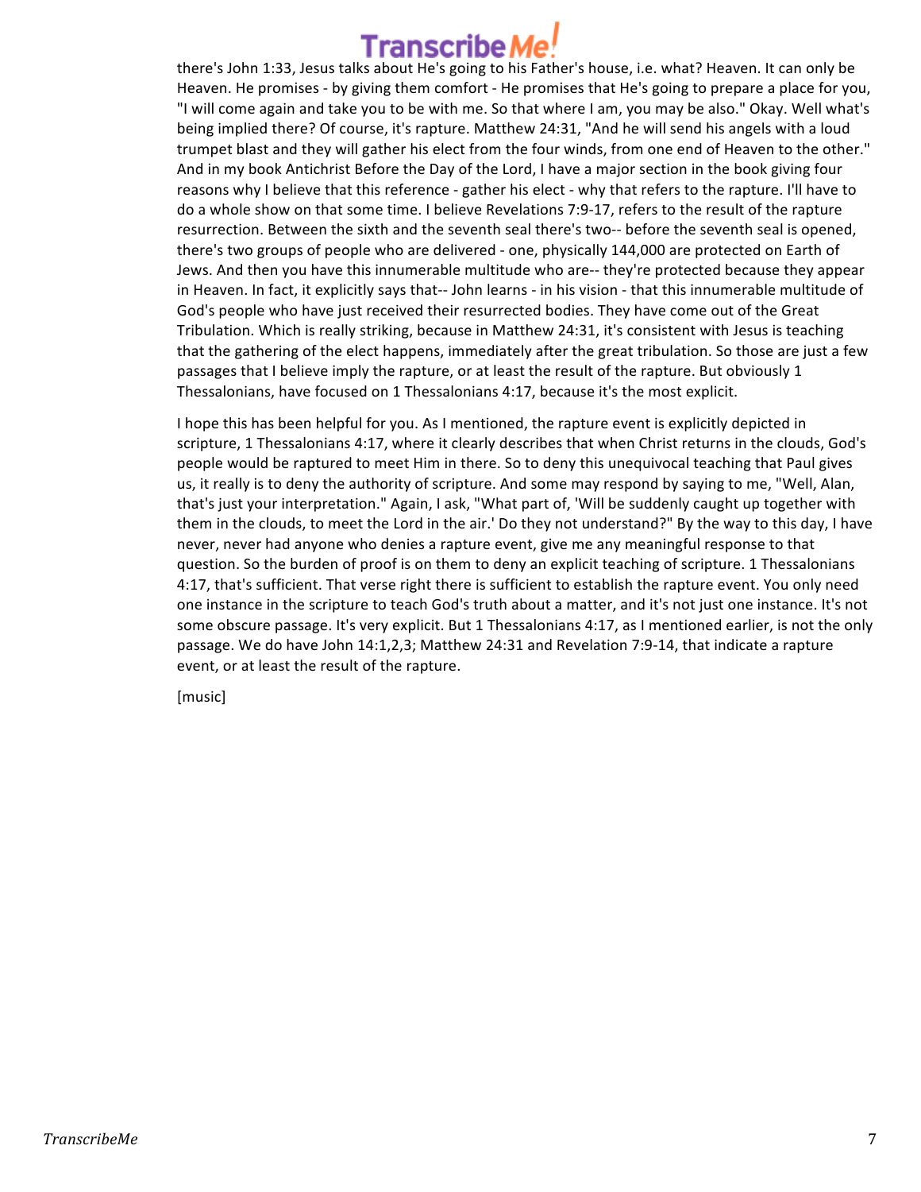there's John 1:33, Jesus talks about He's going to his Father's house, i.e. what? Heaven. It can only be Heaven. He promises - by giving them comfort - He promises that He's going to prepare a place for you, "I will come again and take you to be with me. So that where I am, you may be also." Okay. Well what's being implied there? Of course, it's rapture. Matthew 24:31, "And he will send his angels with a loud trumpet blast and they will gather his elect from the four winds, from one end of Heaven to the other." And in my book Antichrist Before the Day of the Lord, I have a major section in the book giving four reasons why I believe that this reference - gather his elect - why that refers to the rapture. I'll have to do a whole show on that some time. I believe Revelations 7:9-17, refers to the result of the rapture resurrection. Between the sixth and the seventh seal there's two-- before the seventh seal is opened, there's two groups of people who are delivered - one, physically 144,000 are protected on Earth of Jews. And then you have this innumerable multitude who are-- they're protected because they appear in Heaven. In fact, it explicitly says that-- John learns - in his vision - that this innumerable multitude of God's people who have just received their resurrected bodies. They have come out of the Great Tribulation. Which is really striking, because in Matthew 24:31, it's consistent with Jesus is teaching that the gathering of the elect happens, immediately after the great tribulation. So those are just a few passages that I believe imply the rapture, or at least the result of the rapture. But obviously 1 Thessalonians, have focused on 1 Thessalonians 4:17, because it's the most explicit.

I hope this has been helpful for you. As I mentioned, the rapture event is explicitly depicted in scripture, 1 Thessalonians 4:17, where it clearly describes that when Christ returns in the clouds, God's people would be raptured to meet Him in there. So to deny this unequivocal teaching that Paul gives us, it really is to deny the authority of scripture. And some may respond by saying to me, "Well, Alan, that's just your interpretation." Again, I ask, "What part of, 'Will be suddenly caught up together with them in the clouds, to meet the Lord in the air.' Do they not understand?" By the way to this day, I have never, never had anyone who denies a rapture event, give me any meaningful response to that question. So the burden of proof is on them to deny an explicit teaching of scripture. 1 Thessalonians 4:17, that's sufficient. That verse right there is sufficient to establish the rapture event. You only need one instance in the scripture to teach God's truth about a matter, and it's not just one instance. It's not some obscure passage. It's very explicit. But 1 Thessalonians 4:17, as I mentioned earlier, is not the only passage. We do have John 14:1,2,3; Matthew 24:31 and Revelation 7:9-14, that indicate a rapture event, or at least the result of the rapture.

[music]